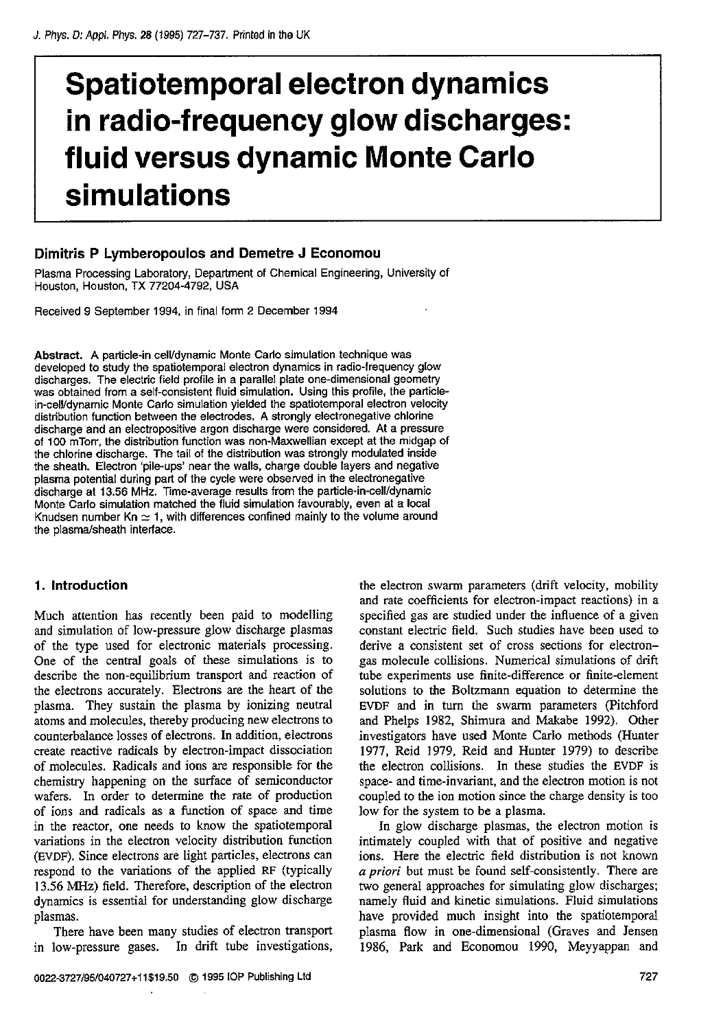# Spatiotemporal electron dynamics in radio-frequency glow discharges: fluid versus dynamic Monte Carlo simulations

**Dimitris P Lymberopoulos and Demetre J Economou**

Plasma Processing Laboratory, Department of Chemical Engineering, University of Houston, Houston, TX 77204-4792, USA

Received 9 September 1994, in final form 2 December 1994

**Abstract.** A particle-in cell/dynamic Monte Carlo simulation technique was developed to study the spatiotemporal electron dynamics in radio-frequency glow discharges. The electric field profile in a parallel plate one-dimensional geometry was obtained from a self-consistent fluid simulation. Using this profile, the particle-in-cell/dynamic Monte Carlo simulation yielded the spatiotemporal electron velocity distribution function between the electrodes. A strongly electronegative chlorine discharge and an electropositive argon discharge were considered. At a pressure of 100 mTorr, the distribution function was non-Maxwellian except at the midgap of the chlorine discharge. The tail of the distribution was strongly modulated inside the sheath. Electron 'pile-ups' near the walls, charge double layers and negative plasma potential during part of the cycle were observed in the electronegative discharge at 13.56 MHz. Time-average results from the particle-in-cell/dynamic Monte Carlo simulation matched the fluid simulation favourably, even at a local Knudsen number Kn $\simeq$ 1, with differences confined mainly to the volume around the plasma/sheath interface.

## 1. Introduction

Much attention has recently been paid to modelling and simulation of low-pressure glow discharge plasmas of the type used for electronic materials processing. One of the central goals of these simulations is to describe the non-equilibrium transport and reaction of the electrons accurately. Electrons are the heart of the plasma. They sustain the plasma by ionizing neutral atoms and molecules, thereby producing new electrons to counterbalance losses of electrons. In addition, electrons create reactive radicals by electron-impact dissociation of molecules. Radicals and ions are responsible for the chemistry happening on the surface of semiconductor wafers. In order to determine the rate of production of ions and radicals as a function of space and time in the reactor, one needs to know the spatiotemporal variations in the electron velocity distribution function (EVDF). Since electrons are light particles, electrons can respond to the variations of the applied RF (typically 13.56 MHz) field. Therefore, description of the electron dynamics is essential for understanding glow discharge plasmas.

There have been many studies of electron transport in low-pressure gases. In drift tube investigations, the electron swarm parameters (drift velocity, mobility and rate coefficients for electron-impact reactions) in a specified gas are studied under the influence of a given constant electric field. Such studies have been used to derive a consistent set of cross sections for electron–gas molecule collisions. Numerical simulations of drift tube experiments use finite-difference or finite-element solutions to the Boltzmann equation to determine the EVDF and in turn the swarm parameters (Pitchford and Phelps 1982, Shimura and Makabe 1992). Other investigators have used Monte Carlo methods (Hunter 1977, Reid 1979, Reid and Hunter 1979) to describe the electron collisions. In these studies the EVDF is space- and time-invariant, and the electron motion is not coupled to the ion motion since the charge density is too low for the system to be a plasma.

In glow discharge plasmas, the electron motion is intimately coupled with that of positive and negative ions. Here the electric field distribution is not known *a priori* but must be found self-consistently. There are two general approaches for simulating glow discharges; namely fluid and kinetic simulations. Fluid simulations have provided much insight into the spatiotemporal plasma flow in one-dimensional (Graves and Jensen 1986, Park and Economou 1990, Meyyappan and

0022-3727/95/040727+11$19.50 © 1995 IOP Publishing Ltd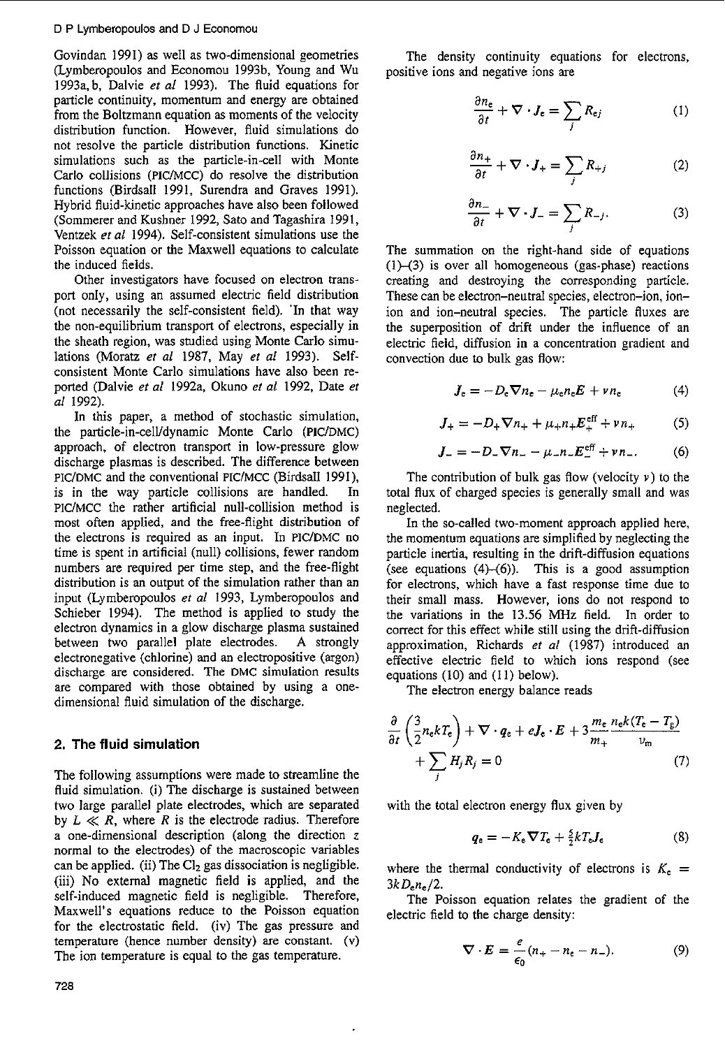Govindan 1991) as well as two-dimensional geometries (Lymberopoulos and Economou 1993b, Young and Wu 1993a, b, Dalvie *et al* 1993). The fluid equations for particle continuity, momentum and energy are obtained from the Boltzmann equation as moments of the velocity distribution function. However, fluid simulations do not resolve the particle distribution functions. Kinetic simulations such as the particle-in-cell with Monte Carlo collisions (PIC/MCC) do resolve the distribution functions (Birdsall 1991, Surendra and Graves 1991). Hybrid fluid-kinetic approaches have also been followed (Sommerer and Kushner 1992, Sato and Tagashira 1991, Ventzek *et al* 1994). Self-consistent simulations use the Poisson equation or the Maxwell equations to calculate the induced fields.

Other investigators have focused on electron transport only, using an assumed electric field distribution (not necessarily the self-consistent field). In that way the non-equilibrium transport of electrons, especially in the sheath region, was studied using Monte Carlo simulations (Moratz *et al* 1987, May *et al* 1993). Self-consistent Monte Carlo simulations have also been reported (Dalvie *et al* 1992a, Okuno *et al* 1992, Date *et al* 1992).

In this paper, a method of stochastic simulation, the particle-in-cell/dynamic Monte Carlo (PIC/DMC) approach, of electron transport in low-pressure glow discharge plasmas is described. The difference between PIC/DMC and the conventional PIC/MCC (Birdsall 1991), is in the way particle collisions are handled. In PIC/MCC the rather artificial null-collision method is most often applied, and the free-flight distribution of the electrons is required as an input. In PIC/DMC no time is spent in artificial (null) collisions, fewer random numbers are required per time step, and the free-flight distribution is an output of the simulation rather than an input (Lymberopoulos *et al* 1993, Lymberopoulos and Schieber 1994). The method is applied to study the electron dynamics in a glow discharge plasma sustained between two parallel plate electrodes. A strongly electronegative (chlorine) and an electropositive (argon) discharge are considered. The DMC simulation results are compared with those obtained by using a one-dimensional fluid simulation of the discharge.

## 2. The fluid simulation

The following assumptions were made to streamline the fluid simulation. (i) The discharge is sustained between two large parallel plate electrodes, which are separated by $L \ll R$, where $R$ is the electrode radius. Therefore a one-dimensional description (along the direction $z$ normal to the electrodes) of the macroscopic variables can be applied. (ii) The $Cl_2$ gas dissociation is negligible. (iii) No external magnetic field is applied, and the self-induced magnetic field is negligible. Therefore, Maxwell's equations reduce to the Poisson equation for the electrostatic field. (iv) The gas pressure and temperature (hence number density) are constant. (v) The ion temperature is equal to the gas temperature.

The density continuity equations for electrons, positive ions and negative ions are

$$\frac{\partial n_e}{\partial t} + \nabla \cdot J_e = \sum_j R_{ej} \tag{1}$$

$$\frac{\partial n_+}{\partial t} + \nabla \cdot J_+ = \sum_j R_{+j} \tag{2}$$

$$\frac{\partial n_-}{\partial t} + \nabla \cdot J_- = \sum_j R_{-j}. \tag{3}$$

The summation on the right-hand side of equations (1)–(3) is over all homogeneous (gas-phase) reactions creating and destroying the corresponding particle. These can be electron–neutral species, electron–ion, ion–ion and ion–neutral species. The particle fluxes are the superposition of drift under the influence of an electric field, diffusion in a concentration gradient and convection due to bulk gas flow:

$$J_e = -D_e \nabla n_e - \mu_e n_e E + v n_e \tag{4}$$

$$J_+ = -D_+ \nabla n_+ + \mu_+ n_+ E_+^{\text{eff}} + v n_+ \tag{5}$$

$$J_- = -D_- \nabla n_- - \mu_- n_- E_-^{\text{eff}} + v n_-. \tag{6}$$

The contribution of bulk gas flow (velocity $v$) to the total flux of charged species is generally small and was neglected.

In the so-called two-moment approach applied here, the momentum equations are simplified by neglecting the particle inertia, resulting in the drift-diffusion equations (see equations (4)–(6)). This is a good assumption for electrons, which have a fast response time due to their small mass. However, ions do not respond to the variations in the 13.56 MHz field. In order to correct for this effect while still using the drift-diffusion approximation, Richards *et al* (1987) introduced an effective electric field to which ions respond (see equations (10) and (11) below).

The electron energy balance reads

$$\frac{\partial}{\partial t}\left(\frac{3}{2} n_e k T_e\right) + \nabla \cdot q_e + e J_e \cdot E + 3\frac{m_e}{m_+}\frac{n_e k (T_e - T_g)}{\nu_m} + \sum_j H_j R_j = 0 \tag{7}$$

with the total electron energy flux given by

$$q_e = -K_e \nabla T_e + \tfrac{5}{2} k T_e J_e \tag{8}$$

where the thermal conductivity of electrons is $K_e = 3kD_e n_e/2$.

The Poisson equation relates the gradient of the electric field to the charge density:

$$\nabla \cdot E = \frac{e}{\epsilon_0}(n_+ - n_e - n_-). \tag{9}$$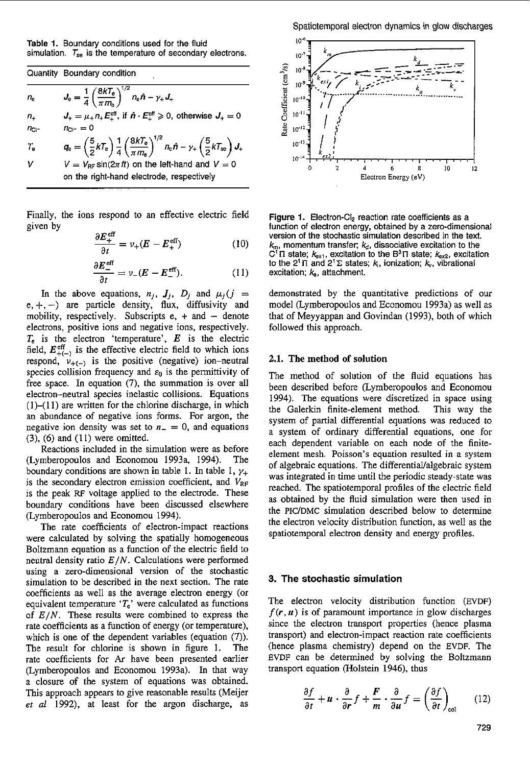**Table 1.** Boundary conditions used for the fluid simulation. $T_{se}$ is the temperature of secondary electrons.

| Quantity | Boundary condition |
|---|---|
| $n_e$ | $J_e = \frac{1}{4}\left(\frac{8kT_e}{\pi m_e}\right)^{1/2} n_e \hat{n} - \gamma_+ J_+$ |
| $n_+$ | $J_+ = \mu_+ n_+ E_+^{eff}$, if $\hat{n} \cdot E_+^{eff} \geqslant 0$, otherwise $J_+ = 0$ |
| $n_{Cl^-}$ | $n_{Cl^-} = 0$ |
| $T_e$ | $q_e = \left(\frac{5}{2}kT_e\right)\frac{1}{4}\left(\frac{8kT_e}{\pi m_e}\right)^{1/2} n_e \hat{n} - \gamma_+ \left(\frac{5}{2}kT_{se}\right) J_+$ |
| $V$ | $V = V_{RF}\sin(2\pi f t)$ on the left-hand and $V = 0$ on the right-hand electrode, respectively |

Finally, the ions respond to an effective electric field given by

$$\frac{\partial E_+^{eff}}{\partial t} = \nu_+(E - E_+^{eff}) \tag{10}$$

$$\frac{\partial E_-^{eff}}{\partial t} = \nu_-(E - E_-^{eff}). \tag{11}$$

In the above equations, $n_j$, $J_j$, $D_j$ and $\mu_j (j = e, +, -)$ are particle density, flux, diffusivity and mobility, respectively. Subscripts e, + and − denote electrons, positive ions and negative ions, respectively. $T_e$ is the electron 'temperature', $E$ is the electric field, $E_{+(-)}^{eff}$ is the effective electric field to which ions respond, $\nu_{+(-)}$ is the positive (negative) ion–neutral species collision frequency and $\varepsilon_0$ is the permittivity of free space. In equation (7), the summation is over all electron–neutral species inelastic collisions. Equations (1)–(11) are written for the chlorine discharge, in which an abundance of negative ions forms. For argon, the negative ion density was set to $n_- = 0$, and equations (3), (6) and (11) were omitted.

Reactions included in the simulation were as before (Lymberopoulos and Economou 1993a, 1994). The boundary conditions are shown in table 1. In table 1, $\gamma_+$ is the secondary electron emission coefficient, and $V_{RF}$ is the peak RF voltage applied to the electrode. These boundary conditions have been discussed elsewhere (Lymberopoulos and Economou 1994).

The rate coefficients of electron-impact reactions were calculated by solving the spatially homogeneous Boltzmann equation as a function of the electric field to neutral density ratio $E/N$. Calculations were performed using a zero-dimensional version of the stochastic simulation to be described in the next section. The rate coefficients as well as the average electron energy (or equivalent temperature '$T_e$' were calculated as functions of $E/N$. These results were combined to express the rate coefficients as a function of energy (or temperature), which is one of the dependent variables (equation (7)). The result for chlorine is shown in figure 1. The rate coefficients for Ar have been presented earlier (Lymberopoulos and Economou 1993a). In that way a closure of the system of equations was obtained. This approach appears to give reasonable results (Meijer *et al* 1992), at least for the argon discharge, as demonstrated by the quantitative predictions of our model (Lymberopoulos and Economou 1993a) as well as that of Meyyappan and Govindan (1993), both of which followed this approach.

**Figure 1.** Electron-$Cl_2$ reaction rate coefficients as a function of electron energy, obtained by a zero-dimensional version of the stochastic simulation described in the text. $k_m$, momentum transfer; $k_d$, dissociative excitation to the $C^1\Pi$ state; $k_{ex1}$, excitation to the $B^3\Pi$ state; $k_{ex2}$, excitation to the $2^1\Pi$ and $2^1\Sigma$ states; $k_i$, ionization; $k_v$, vibrational excitation; $k_a$, attachment.

### 2.1. The method of solution

The method of solution of the fluid equations has been described before (Lymberopoulos and Economou 1994). The equations were discretized in space using the Galerkin finite-element method. This way the system of partial differential equations was reduced to a system of ordinary differential equations, one for each dependent variable on each node of the finite-element mesh. Poisson's equation resulted in a system of algebraic equations. The differential/algebraic system was integrated in time until the periodic steady-state was reached. The spatiotemporal profiles of the electric field as obtained by the fluid simulation were then used in the PIC/DMC simulation described below to determine the electron velocity distribution function, as well as the spatiotemporal electron density and energy profiles.

## 3. The stochastic simulation

The electron velocity distribution function (EVDF) $f(\boldsymbol{r}, \boldsymbol{u})$ is of paramount importance in glow discharges since the electron transport properties (hence plasma transport) and electron-impact reaction rate coefficients (hence plasma chemistry) depend on the EVDF. The EVDF can be determined by solving the Boltzmann transport equation (Holstein 1946), thus

$$\frac{\partial f}{\partial t} + \boldsymbol{u} \cdot \frac{\partial}{\partial \boldsymbol{r}} f + \frac{\boldsymbol{F}}{m} \cdot \frac{\partial}{\partial \boldsymbol{u}} f = \left(\frac{\partial f}{\partial t}\right)_{col} \tag{12}$$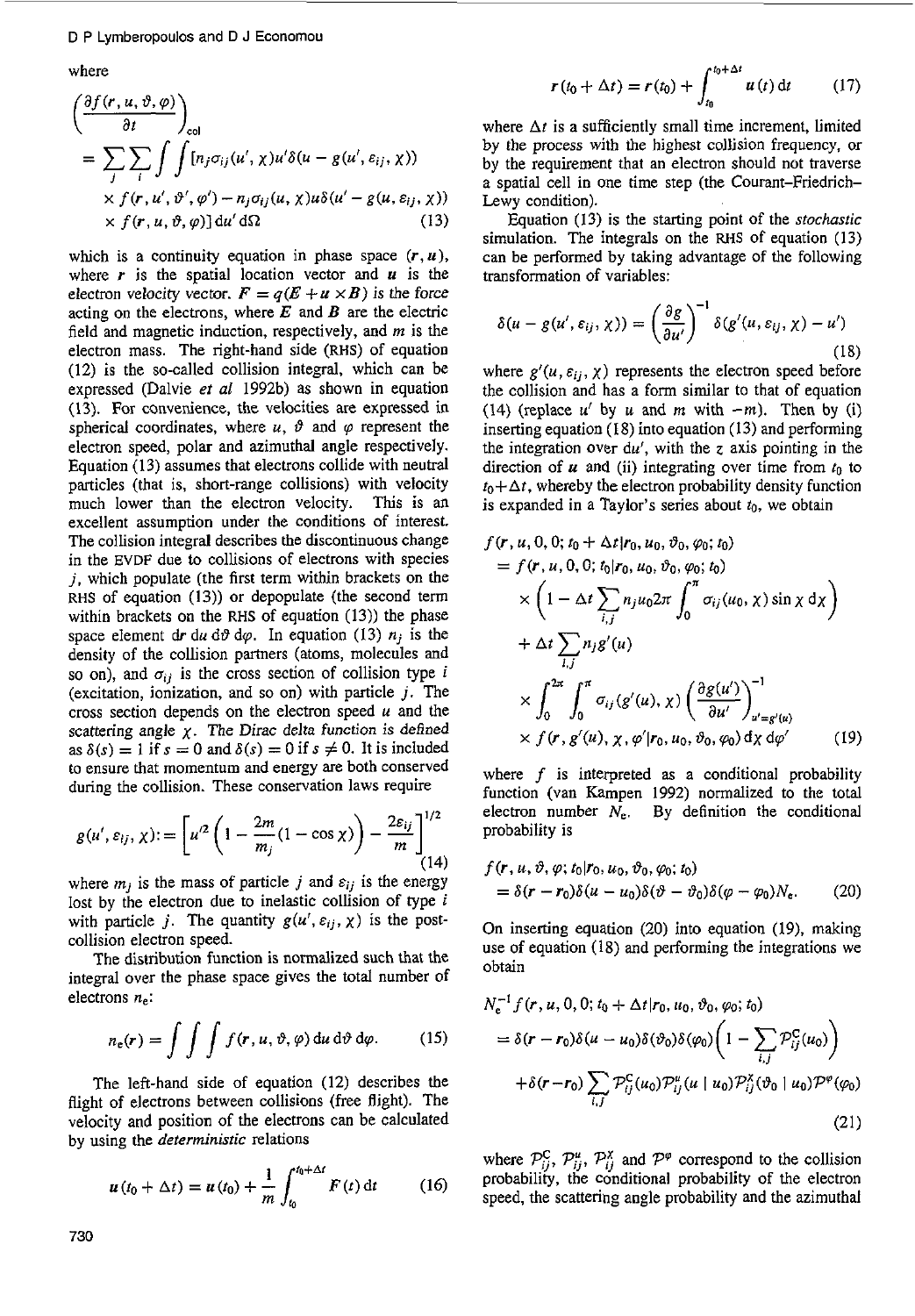where

$$
\left(\frac{\partial f(\boldsymbol{r}, u, \vartheta, \varphi)}{\partial t}\right)_{\mathrm{col}}
= \sum_j \sum_i \int\int [n_j \sigma_{ij}(u', \chi) u' \delta(u - g(u', \varepsilon_{ij}, \chi))
\times f(\boldsymbol{r}, u', \vartheta', \varphi') - n_j \sigma_{ij}(u, \chi) u \delta(u' - g(u, \varepsilon_{ij}, \chi))
\times f(\boldsymbol{r}, u, \vartheta, \varphi)] \, \mathrm{d}u' \, \mathrm{d}\Omega \tag{13}
$$

which is a continuity equation in phase space $(\boldsymbol{r}, \boldsymbol{u})$, where $\boldsymbol{r}$ is the spatial location vector and $\boldsymbol{u}$ is the electron velocity vector. $\boldsymbol{F} = q(\boldsymbol{E} + \boldsymbol{u} \times \boldsymbol{B})$ is the force acting on the electrons, where $\boldsymbol{E}$ and $\boldsymbol{B}$ are the electric field and magnetic induction, respectively, and $m$ is the electron mass. The right-hand side (RHS) of equation (12) is the so-called collision integral, which can be expressed (Dalvie *et al* 1992b) as shown in equation (13). For convenience, the velocities are expressed in spherical coordinates, where $u$, $\vartheta$ and $\varphi$ represent the electron speed, polar and azimuthal angle respectively. Equation (13) assumes that electrons collide with neutral particles (that is, short-range collisions) with velocity much lower than the electron velocity. This is an excellent assumption under the conditions of interest. The collision integral describes the discontinuous change in the EVDF due to collisions of electrons with species $j$, which populate (the first term within brackets on the RHS of equation (13)) or depopulate (the second term within brackets on the RHS of equation (13)) the phase space element $\mathrm{d}\boldsymbol{r}\, \mathrm{d}u\, \mathrm{d}\vartheta\, \mathrm{d}\varphi$. In equation (13) $n_j$ is the density of the collision partners (atoms, molecules and so on), and $\sigma_{ij}$ is the cross section of collision type $i$ (excitation, ionization, and so on) with particle $j$. The cross section depends on the electron speed $u$ and the scattering angle $\chi$. *The Dirac delta function is defined as* $\delta(s) = 1$ *if* $s = 0$ *and* $\delta(s) = 0$ *if* $s \neq 0$. It is included to ensure that momentum and energy are both conserved during the collision. These conservation laws require

$$
g(u', \varepsilon_{ij}, \chi) := \left[u'^2 \left(1 - \frac{2m}{m_j}(1 - \cos\chi)\right) - \frac{2\varepsilon_{ij}}{m}\right]^{1/2} \tag{14}
$$

where $m_j$ is the mass of particle $j$ and $\varepsilon_{ij}$ is the energy lost by the electron due to inelastic collision of type $i$ with particle $j$. The quantity $g(u', \varepsilon_{ij}, \chi)$ is the post-collision electron speed.

The distribution function is normalized such that the integral over the phase space gives the total number of electrons $n_e$:

$$
n_e(\boldsymbol{r}) = \int\int\int f(\boldsymbol{r}, u, \vartheta, \varphi) \, \mathrm{d}u \, \mathrm{d}\vartheta \, \mathrm{d}\varphi. \tag{15}
$$

The left-hand side of equation (12) describes the flight of electrons between collisions (free flight). The velocity and position of the electrons can be calculated by using the *deterministic* relations

$$
\boldsymbol{u}(t_0 + \Delta t) = \boldsymbol{u}(t_0) + \frac{1}{m}\int_{t_0}^{t_0+\Delta t} \boldsymbol{F}(t) \, \mathrm{d}t \tag{16}
$$

$$
\boldsymbol{r}(t_0 + \Delta t) = \boldsymbol{r}(t_0) + \int_{t_0}^{t_0+\Delta t} \boldsymbol{u}(t) \, \mathrm{d}t \tag{17}
$$

where $\Delta t$ is a sufficiently small time increment, limited by the process with the highest collision frequency, or by the requirement that an electron should not traverse a spatial cell in one time step (the Courant–Friedrich–Lewy condition).

Equation (13) is the starting point of the *stochastic* simulation. The integrals on the RHS of equation (13) can be performed by taking advantage of the following transformation of variables:

$$
\delta(u - g(u', \varepsilon_{ij}, \chi)) = \left(\frac{\partial g}{\partial u'}\right)^{-1} \delta(g'(u, \varepsilon_{ij}, \chi) - u') \tag{18}
$$

where $g'(u, \varepsilon_{ij}, \chi)$ represents the electron speed before the collision and has a form similar to that of equation (14) (replace $u'$ by $u$ and $m$ with $-m$). Then by (i) inserting equation (18) into equation (13) and performing the integration over $\mathrm{d}u'$, with the $z$ axis pointing in the direction of $\boldsymbol{u}$ and (ii) integrating over time from $t_0$ to $t_0 + \Delta t$, whereby the electron probability density function is expanded in a Taylor's series about $t_0$, we obtain

$$
\begin{aligned}
f(\boldsymbol{r}, u, 0, 0; t_0 + \Delta t | \boldsymbol{r}_0, u_0, \vartheta_0, \varphi_0; t_0)
&= f(\boldsymbol{r}, u, 0, 0; t_0 | \boldsymbol{r}_0, u_0, \vartheta_0, \varphi_0; t_0) \\
&\quad \times \left(1 - \Delta t \sum_{i,j} n_j u_0 2\pi \int_0^{\pi} \sigma_{ij}(u_0, \chi) \sin\chi \, \mathrm{d}\chi\right) \\
&\quad + \Delta t \sum_{i,j} n_j g'(u) \\
&\quad \times \int_0^{2\pi}\int_0^{\pi} \sigma_{ij}(g'(u), \chi) \left(\frac{\partial g(u')}{\partial u'}\right)^{-1}_{u'=g'(u)} \\
&\quad \times f(\boldsymbol{r}, g'(u), \chi, \varphi' | \boldsymbol{r}_0, u_0, \vartheta_0, \varphi_0) \, \mathrm{d}\chi \, \mathrm{d}\varphi'
\end{aligned} \tag{19}
$$

where $f$ is interpreted as a conditional probability function (van Kampen 1992) normalized to the total electron number $N_e$. By definition the conditional probability is

$$
f(\boldsymbol{r}, u, \vartheta, \varphi; t_0 | \boldsymbol{r}_0, u_0, \vartheta_0, \varphi_0; t_0)
= \delta(\boldsymbol{r} - \boldsymbol{r}_0)\delta(u - u_0)\delta(\vartheta - \vartheta_0)\delta(\varphi - \varphi_0) N_e. \tag{20}
$$

On inserting equation (20) into equation (19), making use of equation (18) and performing the integrations we obtain

$$
\begin{aligned}
N_e^{-1} f(\boldsymbol{r}, u, 0, 0; t_0 + \Delta t | \boldsymbol{r}_0, u_0, \vartheta_0, \varphi_0; t_0)
&= \delta(\boldsymbol{r} - \boldsymbol{r}_0)\delta(u - u_0)\delta(\vartheta_0)\delta(\varphi_0)\left(1 - \sum_{i,j} \mathcal{P}^{\mathrm{C}}_{ij}(u_0)\right) \\
&\quad + \delta(\boldsymbol{r} - \boldsymbol{r}_0) \sum_{i,j} \mathcal{P}^{\mathrm{C}}_{ij}(u_0) \mathcal{P}^{u}_{ij}(u \mid u_0) \mathcal{P}^{\chi}_{ij}(\vartheta_0 \mid u_0) \mathcal{P}^{\varphi}(\varphi_0)
\end{aligned} \tag{21}
$$

where $\mathcal{P}^{\mathrm{C}}_{ij}$, $\mathcal{P}^{u}_{ij}$, $\mathcal{P}^{\chi}_{ij}$ and $\mathcal{P}^{\varphi}$ correspond to the collision probability, the conditional probability of the electron speed, the scattering angle probability and the azimuthal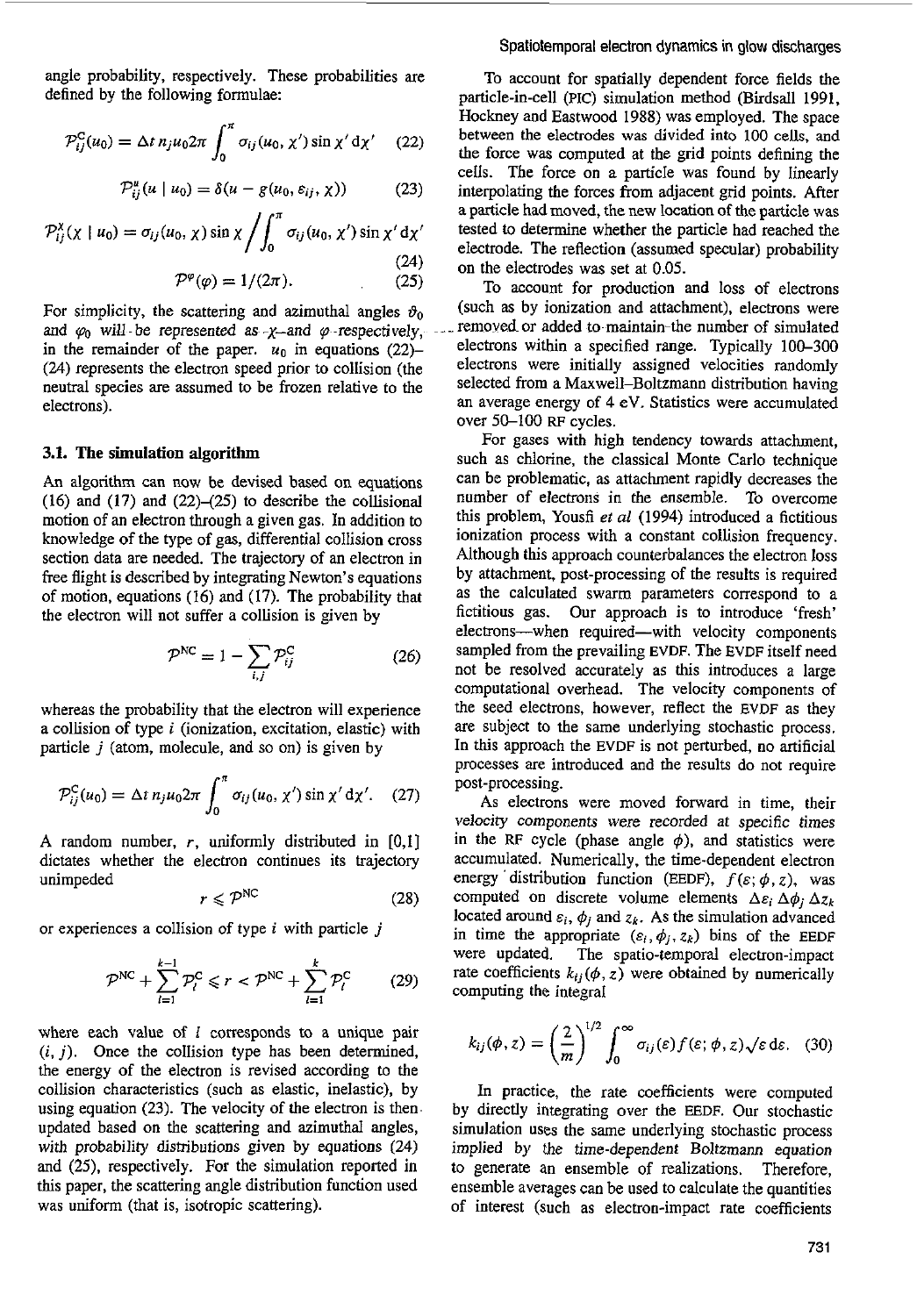angle probability, respectively. These probabilities are defined by the following formulae:

$$\mathcal{P}_{ij}^{C}(u_0) = \Delta t\, n_j u_0 2\pi \int_0^{\pi} \sigma_{ij}(u_0, \chi') \sin\chi'\, d\chi' \quad (22)$$

$$\mathcal{P}_{ij}^{u}(u \mid u_0) = \delta(u - g(u_0, \varepsilon_{ij}, \chi)) \quad (23)$$

$$\mathcal{P}_{ij}^{\chi}(\chi \mid u_0) = \sigma_{ij}(u_0, \chi) \sin\chi \bigg/ \int_0^{\pi} \sigma_{ij}(u_0, \chi') \sin\chi'\, d\chi' \quad (24)$$

$$\mathcal{P}^{\varphi}(\varphi) = 1/(2\pi). \quad (25)$$

For simplicity, the scattering and azimuthal angles $\vartheta_0$ and $\varphi_0$ will be represented as $\chi$ and $\varphi$ respectively, in the remainder of the paper. $u_0$ in equations (22)–(24) represents the electron speed prior to collision (the neutral species are assumed to be frozen relative to the electrons).

### 3.1. The simulation algorithm

An algorithm can now be devised based on equations (16) and (17) and (22)–(25) to describe the collisional motion of an electron through a given gas. In addition to knowledge of the type of gas, differential collision cross section data are needed. The trajectory of an electron in free flight is described by integrating Newton's equations of motion, equations (16) and (17). The probability that the electron will not suffer a collision is given by

$$\mathcal{P}^{NC} = 1 - \sum_{i,j} \mathcal{P}_{ij}^{C} \quad (26)$$

whereas the probability that the electron will experience a collision of type $i$ (ionization, excitation, elastic) with particle $j$ (atom, molecule, and so on) is given by

$$\mathcal{P}_{ij}^{C}(u_0) = \Delta t\, n_j u_0 2\pi \int_0^{\pi} \sigma_{ij}(u_0, \chi') \sin\chi'\, d\chi'. \quad (27)$$

A random number, $r$, uniformly distributed in [0,1] dictates whether the electron continues its trajectory unimpeded

$$r \leqslant \mathcal{P}^{NC} \quad (28)$$

or experiences a collision of type $i$ with particle $j$

$$\mathcal{P}^{NC} + \sum_{l=1}^{k-1} \mathcal{P}_l^{C} \leqslant r < \mathcal{P}^{NC} + \sum_{l=1}^{k} \mathcal{P}_l^{C} \quad (29)$$

where each value of $l$ corresponds to a unique pair $(i, j)$. Once the collision type has been determined, the energy of the electron is revised according to the collision characteristics (such as elastic, inelastic), by using equation (23). The velocity of the electron is then updated based on the scattering and azimuthal angles, with probability distributions given by equations (24) and (25), respectively. For the simulation reported in this paper, the scattering angle distribution function used was uniform (that is, isotropic scattering).

To account for spatially dependent force fields the particle-in-cell (PIC) simulation method (Birdsall 1991, Hockney and Eastwood 1988) was employed. The space between the electrodes was divided into 100 cells, and the force was computed at the grid points defining the cells. The force on a particle was found by linearly interpolating the forces from adjacent grid points. After a particle had moved, the new location of the particle was tested to determine whether the particle had reached the electrode. The reflection (assumed specular) probability on the electrodes was set at 0.05.

To account for production and loss of electrons (such as by ionization and attachment), electrons were removed or added to maintain the number of simulated electrons within a specified range. Typically 100–300 electrons were initially assigned velocities randomly selected from a Maxwell–Boltzmann distribution having an average energy of 4 eV. Statistics were accumulated over 50–100 RF cycles.

For gases with high tendency towards attachment, such as chlorine, the classical Monte Carlo technique can be problematic, as attachment rapidly decreases the number of electrons in the ensemble. To overcome this problem, Yousfi *et al* (1994) introduced a fictitious ionization process with a constant collision frequency. Although this approach counterbalances the electron loss by attachment, post-processing of the results is required as the calculated swarm parameters correspond to a fictitious gas. Our approach is to introduce 'fresh' electrons—when required—with velocity components sampled from the prevailing EVDF. The EVDF itself need not be resolved accurately as this introduces a large computational overhead. The velocity components of the seed electrons, however, reflect the EVDF as they are subject to the same underlying stochastic process. In this approach the EVDF is not perturbed, no artificial processes are introduced and the results do not require post-processing.

As electrons were moved forward in time, their *velocity components* were recorded at *specific times* in the RF cycle (phase angle $\phi$), and statistics were accumulated. Numerically, the time-dependent electron energy distribution function (EEDF), $f(\varepsilon; \phi, z)$, was computed on discrete volume elements $\Delta\varepsilon_i\, \Delta\phi_j\, \Delta z_k$ located around $\varepsilon_i$, $\phi_j$ and $z_k$. As the simulation advanced in time the appropriate $(\varepsilon_i, \phi_j, z_k)$ bins of the EEDF were updated. The spatio-temporal electron-impact rate coefficients $k_{ij}(\phi, z)$ were obtained by numerically computing the integral

$$k_{ij}(\phi, z) = \left(\frac{2}{m}\right)^{1/2} \int_0^{\infty} \sigma_{ij}(\varepsilon) f(\varepsilon; \phi, z) \sqrt{\varepsilon}\, d\varepsilon. \quad (30)$$

In practice, the rate coefficients were computed by directly integrating over the EEDF. Our stochastic simulation uses the same underlying stochastic process *implied by the time-dependent Boltzmann equation* to generate an ensemble of realizations. Therefore, ensemble averages can be used to calculate the quantities of interest (such as electron-impact rate coefficients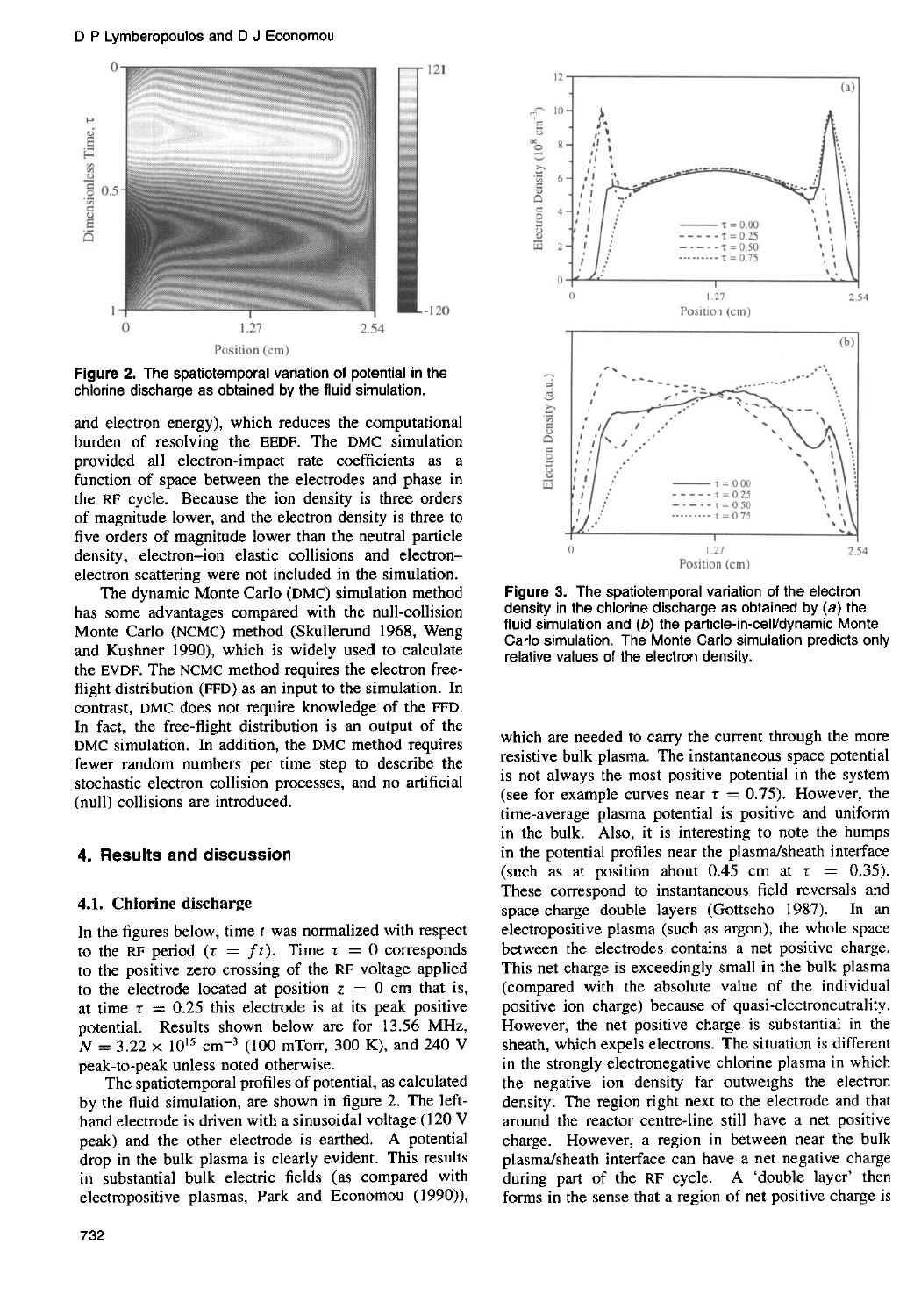Figure 2. The spatiotemporal variation of potential in the chlorine discharge as obtained by the fluid simulation.

and electron energy), which reduces the computational burden of resolving the EEDF. The DMC simulation provided all electron-impact rate coefficients as a function of space between the electrodes and phase in the RF cycle. Because the ion density is three orders of magnitude lower, and the electron density is three to five orders of magnitude lower than the neutral particle density, electron–ion elastic collisions and electron–electron scattering were not included in the simulation.

The dynamic Monte Carlo (DMC) simulation method has some advantages compared with the null-collision Monte Carlo (NCMC) method (Skullerund 1968, Weng and Kushner 1990), which is widely used to calculate the EVDF. The NCMC method requires the electron free-flight distribution (FFD) as an input to the simulation. In contrast, DMC does not require knowledge of the FFD. In fact, the free-flight distribution is an output of the DMC simulation. In addition, the DMC method requires fewer random numbers per time step to describe the stochastic electron collision processes, and no artificial (null) collisions are introduced.

## 4. Results and discussion

### 4.1. Chlorine discharge

In the figures below, time $t$ was normalized with respect to the RF period ($\tau = ft$). Time $\tau = 0$ corresponds to the positive zero crossing of the RF voltage applied to the electrode located at position $z = 0$ cm that is, at time $\tau = 0.25$ this electrode is at its peak positive potential. Results shown below are for 13.56 MHz, $N = 3.22 \times 10^{15}$ cm$^{-3}$ (100 mTorr, 300 K), and 240 V peak-to-peak unless noted otherwise.

The spatiotemporal profiles of potential, as calculated by the fluid simulation, are shown in figure 2. The left-hand electrode is driven with a sinusoidal voltage (120 V peak) and the other electrode is earthed. A potential drop in the bulk plasma is clearly evident. This results in substantial bulk electric fields (as compared with electropositive plasmas, Park and Economou (1990)), which are needed to carry the current through the more resistive bulk plasma. The instantaneous space potential is not always the most positive potential in the system (see for example curves near $\tau = 0.75$). However, the time-average plasma potential is positive and uniform in the bulk. Also, it is interesting to note the humps in the potential profiles near the plasma/sheath interface (such as at position about 0.45 cm at $\tau = 0.35$). These correspond to instantaneous field reversals and space-charge double layers (Gottscho 1987). In an electropositive plasma (such as argon), the whole space between the electrodes contains a net positive charge. This net charge is exceedingly small in the bulk plasma (compared with the absolute value of the individual positive ion charge) because of quasi-electroneutrality. However, the net positive charge is substantial in the sheath, which expels electrons. The situation is different in the strongly electronegative chlorine plasma in which the negative ion density far outweighs the electron density. The region right next to the electrode and that around the reactor centre-line still have a net positive charge. However, a region in between near the bulk plasma/sheath interface can have a net negative charge during part of the RF cycle. A 'double layer' then forms in the sense that a region of net positive charge is

Figure 3. The spatiotemporal variation of the electron density in the chlorine discharge as obtained by (*a*) the fluid simulation and (*b*) the particle-in-cell/dynamic Monte Carlo simulation. The Monte Carlo simulation predicts only relative values of the electron density.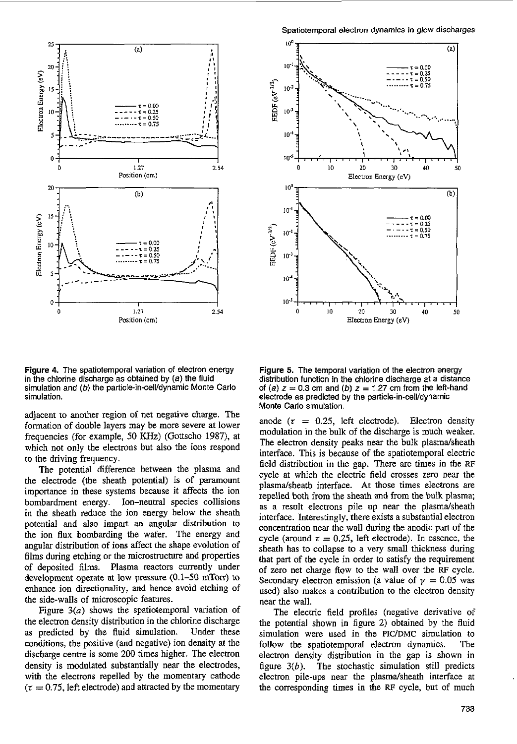**Figure 4.** The spatiotemporal variation of electron energy in the chlorine discharge as obtained by (*a*) the fluid simulation and (*b*) the particle-in-cell/dynamic Monte Carlo simulation.

**Figure 5.** The temporal variation of the electron energy distribution function in the chlorine discharge at a distance of (*a*) $z = 0.3$ cm and (*b*) $z = 1.27$ cm from the left-hand electrode as predicted by the particle-in-cell/dynamic Monte Carlo simulation.

adjacent to another region of net negative charge. The formation of double layers may be more severe at lower frequencies (for example, 50 KHz) (Gottscho 1987), at which not only the electrons but also the ions respond to the driving frequency.

The potential difference between the plasma and the electrode (the sheath potential) is of paramount importance in these systems because it affects the ion bombardment energy. Ion–neutral species collisions in the sheath reduce the ion energy below the sheath potential and also impart an angular distribution to the ion flux bombarding the wafer. The energy and angular distribution of ions affect the shape evolution of films during etching or the microstructure and properties of deposited films. Plasma reactors currently under development operate at low pressure (0.1–50 mTorr) to enhance ion directionality, and hence avoid etching of the side-walls of microscopic features.

Figure 3(*a*) shows the spatiotemporal variation of the electron density distribution in the chlorine discharge as predicted by the fluid simulation. Under these conditions, the positive (and negative) ion density at the discharge centre is some 200 times higher. The electron density is modulated substantially near the electrodes, with the electrons repelled by the momentary cathode ($\tau = 0.75$, left electrode) and attracted by the momentary anode ($\tau = 0.25$, left electrode). Electron density modulation in the bulk of the discharge is much weaker. The electron density peaks near the bulk plasma/sheath interface. This is because of the spatiotemporal electric field distribution in the gap. There are times in the RF cycle at which the electric field crosses zero near the plasma/sheath interface. At those times electrons are repelled both from the sheath and from the bulk plasma; as a result electrons pile up near the plasma/sheath interface. Interestingly, there exists a substantial electron concentration near the wall during the anodic part of the cycle (around $\tau = 0.25$, left electrode). In essence, the sheath has to collapse to a very small thickness during that part of the cycle in order to satisfy the requirement of zero net charge flow to the wall over the RF cycle. Secondary electron emission (a value of $\gamma = 0.05$ was used) also makes a contribution to the electron density near the wall.

The electric field profiles (negative derivative of the potential shown in figure 2) obtained by the fluid simulation were used in the PIC/DMC simulation to follow the spatiotemporal electron dynamics. The electron density distribution in the gap is shown in figure 3(*b*). The stochastic simulation still predicts electron pile-ups near the plasma/sheath interface at the corresponding times in the RF cycle, but of much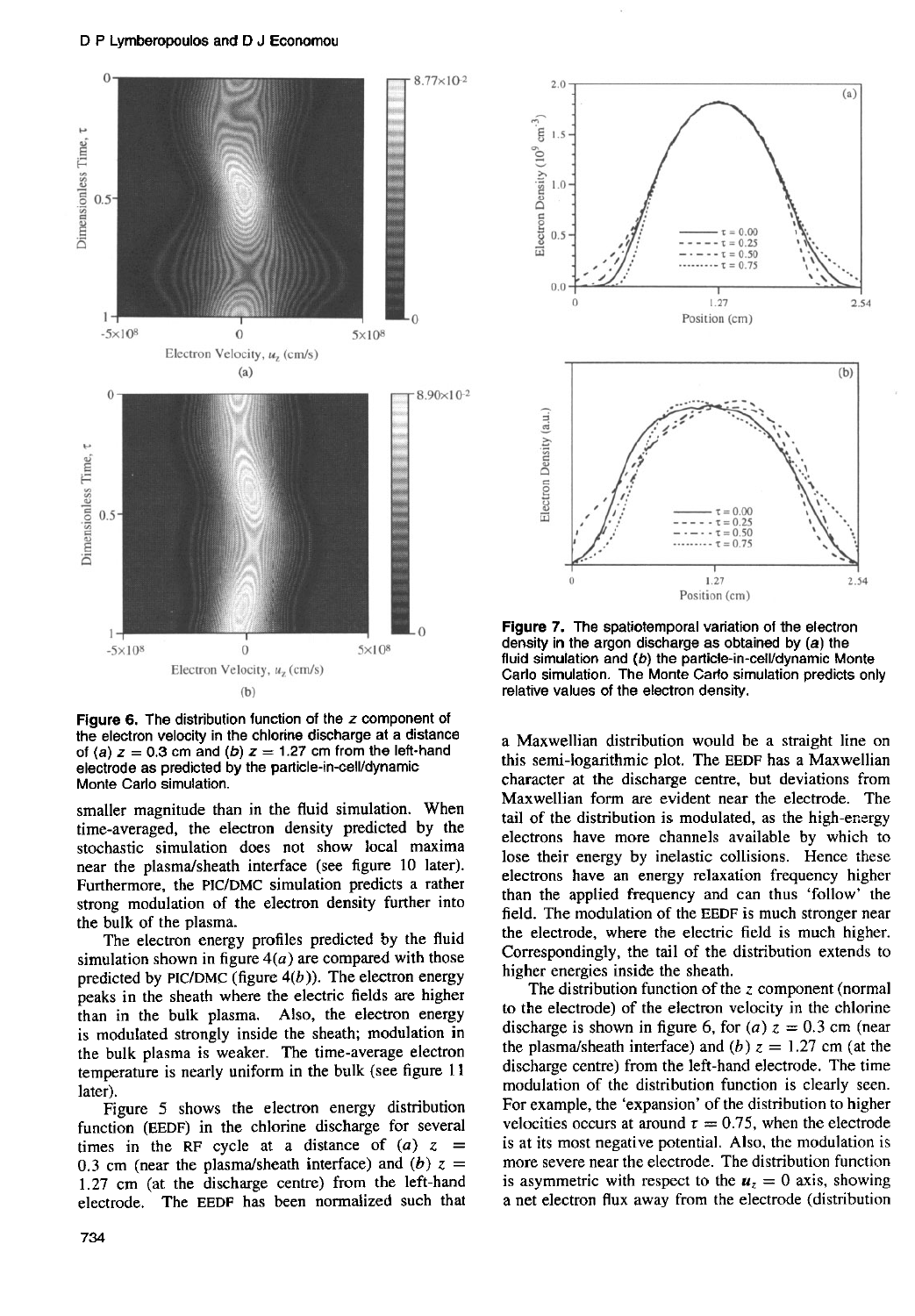**Figure 6.** The distribution function of the $z$ component of the electron velocity in the chlorine discharge at a distance of (*a*) $z = 0.3$ cm and (*b*) $z = 1.27$ cm from the left-hand electrode as predicted by the particle-in-cell/dynamic Monte Carlo simulation.

**Figure 7.** The spatiotemporal variation of the electron density in the argon discharge as obtained by (*a*) the fluid simulation and (*b*) the particle-in-cell/dynamic Monte Carlo simulation. The Monte Carlo simulation predicts only relative values of the electron density.

smaller magnitude than in the fluid simulation. When time-averaged, the electron density predicted by the stochastic simulation does not show local maxima near the plasma/sheath interface (see figure 10 later). Furthermore, the PIC/DMC simulation predicts a rather strong modulation of the electron density further into the bulk of the plasma.

The electron energy profiles predicted by the fluid simulation shown in figure 4(*a*) are compared with those predicted by PIC/DMC (figure 4(*b*)). The electron energy peaks in the sheath where the electric fields are higher than in the bulk plasma. Also, the electron energy is modulated strongly inside the sheath; modulation in the bulk plasma is weaker. The time-average electron temperature is nearly uniform in the bulk (see figure 11 later).

Figure 5 shows the electron energy distribution function (EEDF) in the chlorine discharge for several times in the RF cycle at a distance of (*a*) $z = 0.3$ cm (near the plasma/sheath interface) and (*b*) $z = 1.27$ cm (at the discharge centre) from the left-hand electrode. The EEDF has been normalized such that a Maxwellian distribution would be a straight line on this semi-logarithmic plot. The EEDF has a Maxwellian character at the discharge centre, but deviations from Maxwellian form are evident near the electrode. The tail of the distribution is modulated, as the high-energy electrons have more channels available by which to lose their energy by inelastic collisions. Hence these electrons have an energy relaxation frequency higher than the applied frequency and can thus 'follow' the field. The modulation of the EEDF is much stronger near the electrode, where the electric field is much higher. Correspondingly, the tail of the distribution extends to higher energies inside the sheath.

The distribution function of the $z$ component (normal to the electrode) of the electron velocity in the chlorine discharge is shown in figure 6, for (*a*) $z = 0.3$ cm (near the plasma/sheath interface) and (*b*) $z = 1.27$ cm (at the discharge centre) from the left-hand electrode. The time modulation of the distribution function is clearly seen. For example, the 'expansion' of the distribution to higher velocities occurs at around $\tau = 0.75$, when the electrode is at its most negative potential. Also, the modulation is more severe near the electrode. The distribution function is asymmetric with respect to the $u_z = 0$ axis, showing a net electron flux away from the electrode (distribution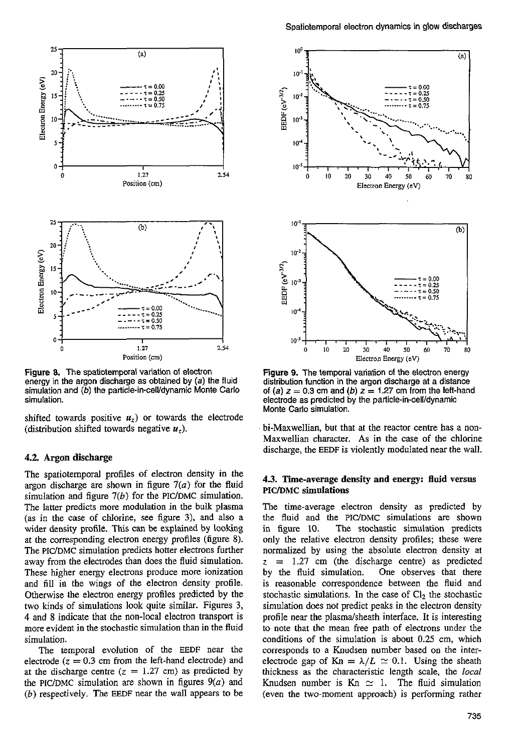**Figure 8.** The spatiotemporal variation of electron energy in the argon discharge as obtained by (*a*) the fluid simulation and (*b*) the particle-in-cell/dynamic Monte Carlo simulation.

**Figure 9.** The temporal variation of the electron energy distribution function in the argon discharge at a distance of (*a*) $z = 0.3$ cm and (*b*) $z = 1.27$ cm from the left-hand electrode as predicted by the particle-in-cell/dynamic Monte Carlo simulation.

shifted towards positive $u_z$) or towards the electrode (distribution shifted towards negative $u_z$).

### 4.2. Argon discharge

The spatiotemporal profiles of electron density in the argon discharge are shown in figure 7(*a*) for the fluid simulation and figure 7(*b*) for the PIC/DMC simulation. The latter predicts more modulation in the bulk plasma (as in the case of chlorine, see figure 3), and also a wider density profile. This can be explained by looking at the corresponding electron energy profiles (figure 8). The PIC/DMC simulation predicts hotter electrons further away from the electrodes than does the fluid simulation. These higher energy electrons produce more ionization and fill in the wings of the electron density profile. Otherwise the electron energy profiles predicted by the two kinds of simulations look quite similar. Figures 3, 4 and 8 indicate that the non-local electron transport is more evident in the stochastic simulation than in the fluid simulation.

The temporal evolution of the EEDF near the electrode ($z = 0.3$ cm from the left-hand electrode) and at the discharge centre ($z = 1.27$ cm) as predicted by the PIC/DMC simulation are shown in figures 9(*a*) and (*b*) respectively. The EEDF near the wall appears to be bi-Maxwellian, but that at the reactor centre has a non-Maxwellian character. As in the case of the chlorine discharge, the EEDF is violently modulated near the wall.

### 4.3. Time-average density and energy: fluid versus PIC/DMC simulations

The time-average electron density as predicted by the fluid and the PIC/DMC simulations are shown in figure 10. The stochastic simulation predicts only the relative electron density profiles; these were normalized by using the absolute electron density at $z = 1.27$ cm (the discharge centre) as predicted by the fluid simulation. One observes that there is reasonable correspondence between the fluid and stochastic simulations. In the case of $Cl_2$ the stochastic simulation does not predict peaks in the electron density profile near the plasma/sheath interface. It is interesting to note that the mean free path of electrons under the conditions of the simulation is about 0.25 cm, which corresponds to a Knudsen number based on the inter-electrode gap of $Kn = \lambda/L \simeq 0.1$. Using the sheath thickness as the characteristic length scale, the *local* Knudsen number is $Kn \simeq 1$. The fluid simulation (even the two-moment approach) is performing rather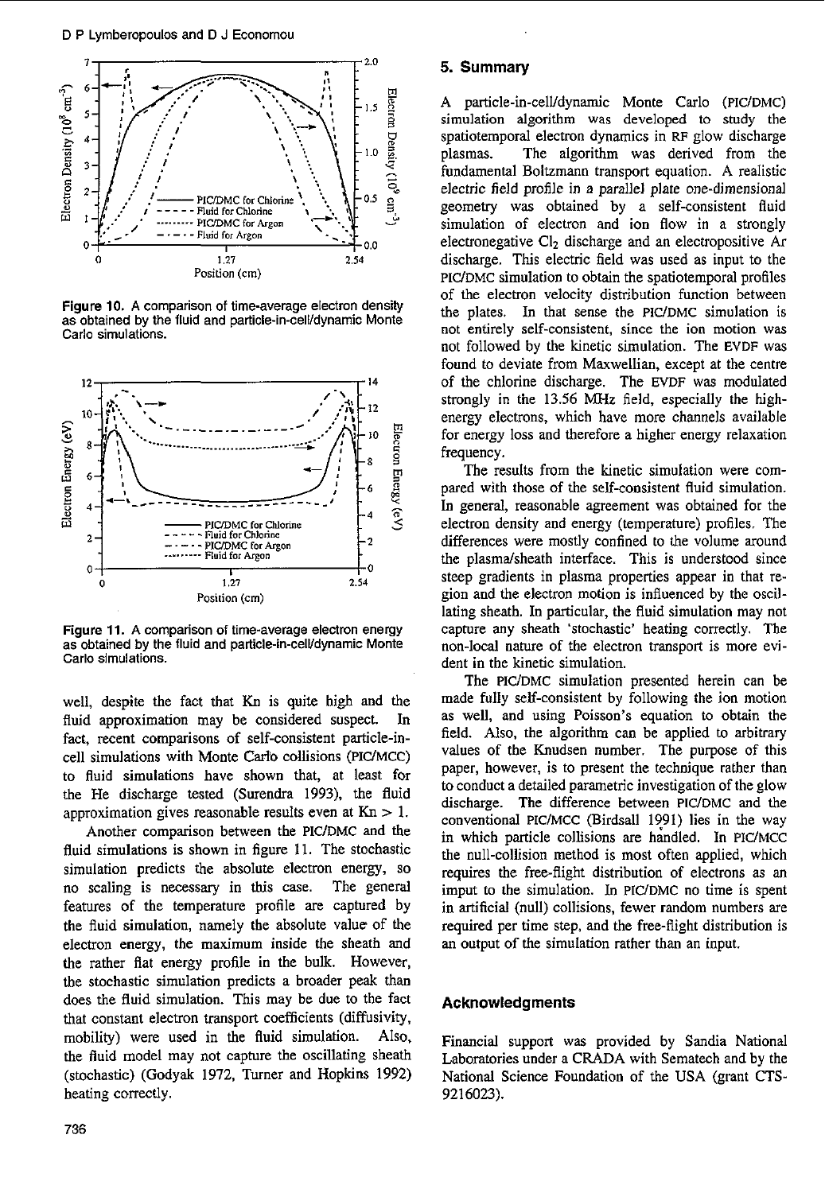Figure 10. A comparison of time-average electron density as obtained by the fluid and particle-in-cell/dynamic Monte Carlo simulations.

Figure 11. A comparison of time-average electron energy as obtained by the fluid and particle-in-cell/dynamic Monte Carlo simulations.

well, despite the fact that Kn is quite high and the fluid approximation may be considered suspect. In fact, recent comparisons of self-consistent particle-in-cell simulations with Monte Carlo collisions (PIC/MCC) to fluid simulations have shown that, at least for the He discharge tested (Surendra 1993), the fluid approximation gives reasonable results even at $Kn > 1$.

Another comparison between the PIC/DMC and the fluid simulations is shown in figure 11. The stochastic simulation predicts the absolute electron energy, so no scaling is necessary in this case. The general features of the temperature profile are captured by the fluid simulation, namely the absolute value of the electron energy, the maximum inside the sheath and the rather flat energy profile in the bulk. However, the stochastic simulation predicts a broader peak than does the fluid simulation. This may be due to the fact that constant electron transport coefficients (diffusivity, mobility) were used in the fluid simulation. Also, the fluid model may not capture the oscillating sheath (stochastic) (Godyak 1972, Turner and Hopkins 1992) heating correctly.

## 5. Summary

A particle-in-cell/dynamic Monte Carlo (PIC/DMC) simulation algorithm was developed to study the spatiotemporal electron dynamics in RF glow discharge plasmas. The algorithm was derived from the fundamental Boltzmann transport equation. A realistic electric field profile in a parallel plate one-dimensional geometry was obtained by a self-consistent fluid simulation of electron and ion flow in a strongly electronegative $Cl_2$ discharge and an electropositive Ar discharge. This electric field was used as input to the PIC/DMC simulation to obtain the spatiotemporal profiles of the electron velocity distribution function between the plates. In that sense the PIC/DMC simulation is not entirely self-consistent, since the ion motion was not followed by the kinetic simulation. The EVDF was found to deviate from Maxwellian, except at the centre of the chlorine discharge. The EVDF was modulated strongly in the 13.56 MHz field, especially the high-energy electrons, which have more channels available for energy loss and therefore a higher energy relaxation frequency.

The results from the kinetic simulation were compared with those of the self-consistent fluid simulation. In general, reasonable agreement was obtained for the electron density and energy (temperature) profiles. The differences were mostly confined to the volume around the plasma/sheath interface. This is understood since steep gradients in plasma properties appear in that region and the electron motion is influenced by the oscillating sheath. In particular, the fluid simulation may not capture any sheath 'stochastic' heating correctly. The non-local nature of the electron transport is more evident in the kinetic simulation.

The PIC/DMC simulation presented herein can be made fully self-consistent by following the ion motion as well, and using Poisson's equation to obtain the field. Also, the algorithm can be applied to arbitrary values of the Knudsen number. The purpose of this paper, however, is to present the technique rather than to conduct a detailed parametric investigation of the glow discharge. The difference between PIC/DMC and the conventional PIC/MCC (Birdsall 1991) lies in the way in which particle collisions are handled. In PIC/MCC the null-collision method is most often applied, which requires the free-flight distribution of electrons as an imput to the simulation. In PIC/DMC no time is spent in artificial (null) collisions, fewer random numbers are required per time step, and the free-flight distribution is an output of the simulation rather than an input.

## Acknowledgments

Financial support was provided by Sandia National Laboratories under a CRADA with Sematech and by the National Science Foundation of the USA (grant CTS-9216023).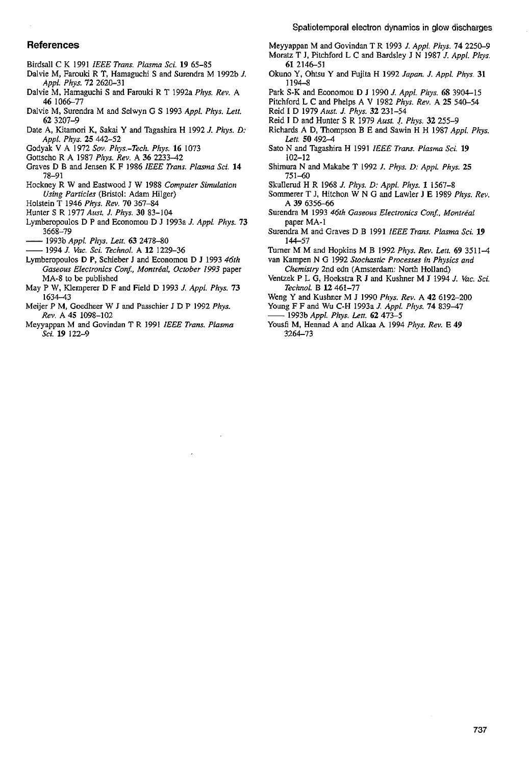## References

Birdsall C K 1991 *IEEE Trans. Plasma Sci.* **19** 65–85

Dalvie M, Farouki R T, Hamaguchi S and Surendra M 1992b *J. Appl. Phys.* **72** 2620–31

Dalvie M, Hamaguchi S and Farouki R T 1992a *Phys. Rev.* A **46** 1066–77

Dalvie M, Surendra M and Selwyn G S 1993 *Appl. Phys. Lett.* **62** 3207–9

Date A, Kitamori K, Sakai Y and Tagashira H 1992 *J. Phys. D: Appl. Phys.* **25** 442–52

Godyak V A 1972 *Sov. Phys.-Tech. Phys.* **16** 1073

Gottscho R A 1987 *Phys. Rev.* A **36** 2233–42

Graves D B and Jensen K F 1986 *IEEE Trans. Plasma Sci.* **14** 78–91

Hockney R W and Eastwood J W 1988 *Computer Simulation Using Particles* (Bristol: Adam Hilger)

Holstein T 1946 *Phys. Rev.* **70** 367–84

Hunter S R 1977 *Aust. J. Phys.* **30** 83–104

Lymberopoulos D P and Economou D J 1993a *J. Appl. Phys.* **73** 3668–79

—— 1993b *Appl. Phys. Lett.* **63** 2478–80

—— 1994 *J. Vac. Sci. Technol.* A **12** 1229–36

Lymberopoulos D P, Schieber J and Economou D J 1993 *46th Gaseous Electronics Conf., Montréal, October 1993* paper MA-8 to be published

May P W, Klemperer D F and Field D 1993 *J. Appl. Phys.* **73** 1634–43

Meijer P M, Goedheer W J and Passchier J D P 1992 *Phys. Rev.* A **45** 1098–102

Meyyappan M and Govindan T R 1991 *IEEE Trans. Plasma Sci.* **19** 122–9

Meyyappan M and Govindan T R 1993 *J. Appl. Phys.* **74** 2250–9

Moratz T J, Pitchford L C and Bardsley J N 1987 *J. Appl. Phys.* **61** 2146–51

Okuno Y, Ohtsu Y and Fujita H 1992 *Japan. J. Appl. Phys.* **31** 1194–8

Park S-K and Economou D J 1990 *J. Appl. Phys.* **68** 3904–15

Pitchford L C and Phelps A V 1982 *Phys. Rev.* A **25** 540–54

Reid I D 1979 *Aust. J. Phys.* **32** 231–54

Reid I D and Hunter S R 1979 *Aust. J. Phys.* **32** 255–9

Richards A D, Thompson B E and Sawin H H 1987 *Appl. Phys. Lett.* **50** 492–4

Sato N and Tagashira H 1991 *IEEE Trans. Plasma Sci.* **19** 102–12

Shimura N and Makabe T 1992 *J. Phys. D: Appl. Phys.* **25** 751–60

Skullerud H R 1968 *J. Phys. D: Appl. Phys.* **1** 1567–8

Sommerer T J, Hitchon W N G and Lawler J E 1989 *Phys. Rev.* A **39** 6356–66

Surendra M 1993 *46th Gaseous Electronics Conf., Montréal* paper MA-1

Surendra M and Graves D B 1991 *IEEE Trans. Plasma Sci.* **19** 144–57

Turner M M and Hopkins M B 1992 *Phys. Rev. Lett.* **69** 3511–4

van Kampen N G 1992 *Stochastic Processes in Physics and Chemistry* 2nd edn (Amsterdam: North Holland)

Ventzek P L G, Hoekstra R J and Kushner M J 1994 *J. Vac. Sci. Technol.* B **12** 461–77

Weng Y and Kushner M J 1990 *Phys. Rev.* A **42** 6192–200

Young F F and Wu C-H 1993a *J. Appl. Phys.* **74** 839–47

—— 1993b *Appl. Phys. Lett.* **62** 473–5

Yousfi M, Hennad A and Alkaa A 1994 *Phys. Rev.* E **49** 3264–73